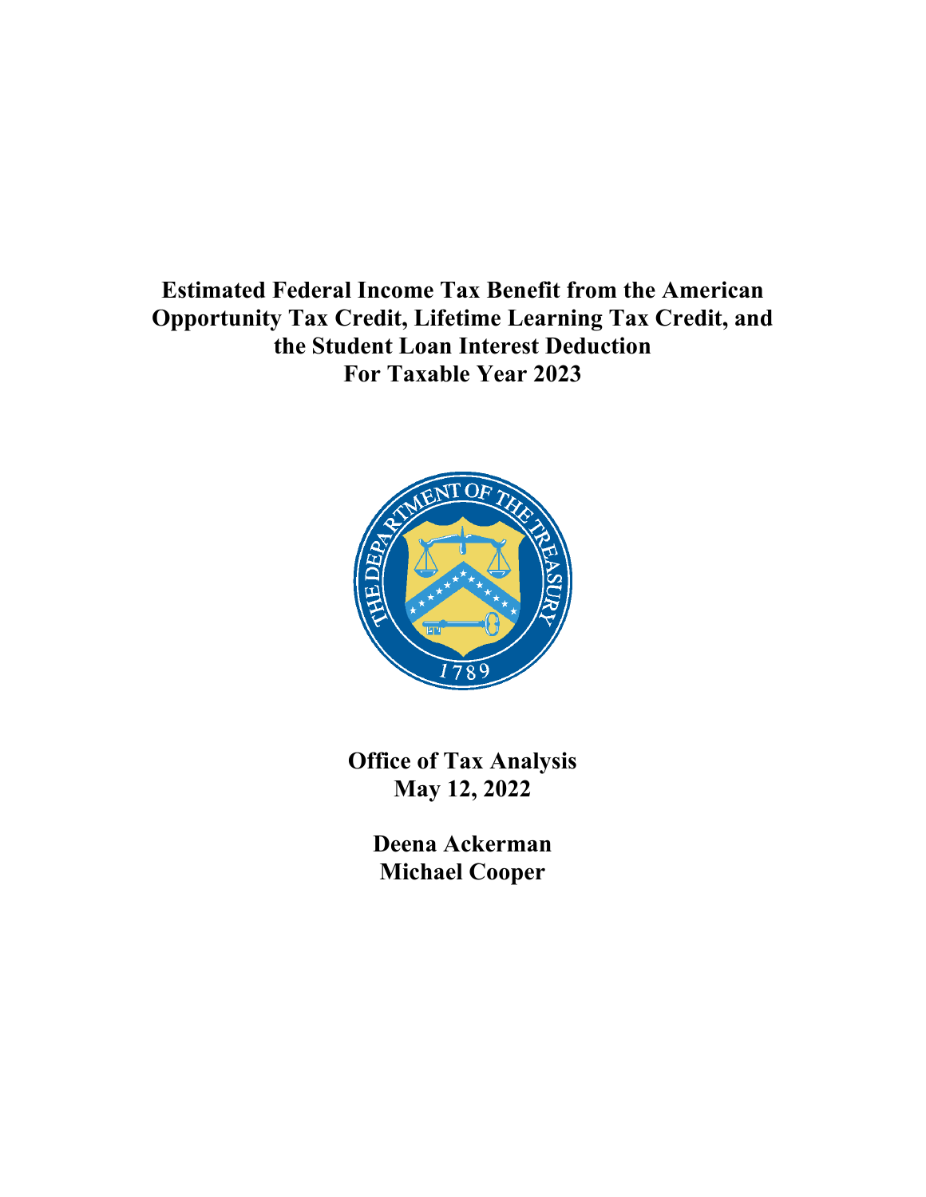# Estimated Federal Income Tax Benefit from the American Opportunity Tax Credit, Lifetime Learning Tax Credit, and the Student Loan Interest Deduction For Taxable Year 2023

**Office of Tax Analysis**
**May 12, 2022**

**Deena Ackerman**
**Michael Cooper**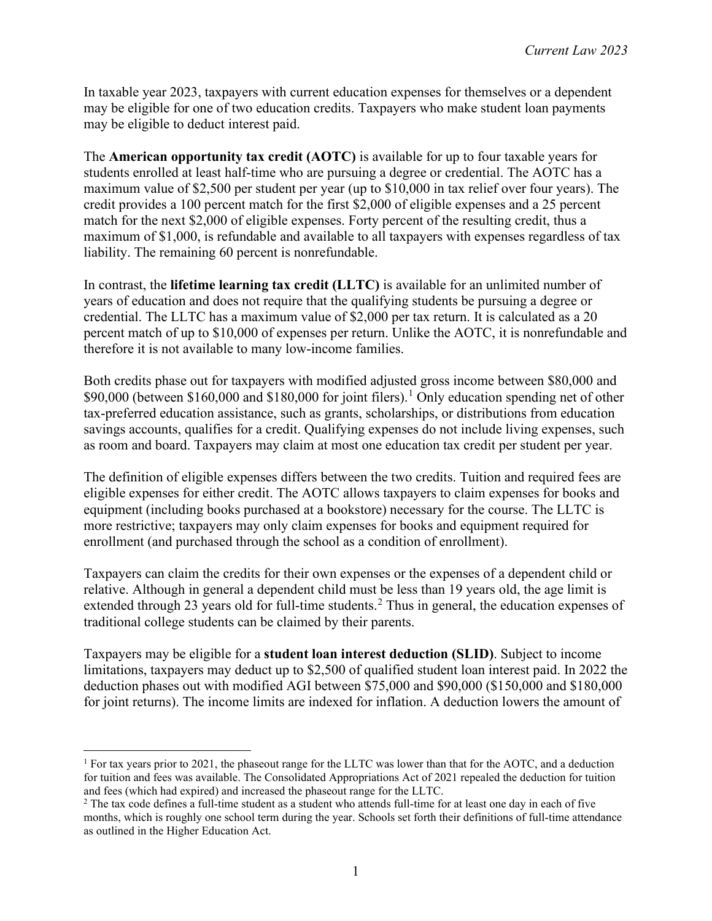In taxable year 2023, taxpayers with current education expenses for themselves or a dependent may be eligible for one of two education credits. Taxpayers who make student loan payments may be eligible to deduct interest paid.

The **American opportunity tax credit (AOTC)** is available for up to four taxable years for students enrolled at least half-time who are pursuing a degree or credential. The AOTC has a maximum value of $2,500 per student per year (up to $10,000 in tax relief over four years). The credit provides a 100 percent match for the first $2,000 of eligible expenses and a 25 percent match for the next $2,000 of eligible expenses. Forty percent of the resulting credit, thus a maximum of $1,000, is refundable and available to all taxpayers with expenses regardless of tax liability. The remaining 60 percent is nonrefundable.

In contrast, the **lifetime learning tax credit (LLTC)** is available for an unlimited number of years of education and does not require that the qualifying students be pursuing a degree or credential. The LLTC has a maximum value of $2,000 per tax return. It is calculated as a 20 percent match of up to $10,000 of expenses per return. Unlike the AOTC, it is nonrefundable and therefore it is not available to many low-income families.

Both credits phase out for taxpayers with modified adjusted gross income between $80,000 and $90,000 (between $160,000 and $180,000 for joint filers).[1] Only education spending net of other tax-preferred education assistance, such as grants, scholarships, or distributions from education savings accounts, qualifies for a credit. Qualifying expenses do not include living expenses, such as room and board. Taxpayers may claim at most one education tax credit per student per year.

The definition of eligible expenses differs between the two credits. Tuition and required fees are eligible expenses for either credit. The AOTC allows taxpayers to claim expenses for books and equipment (including books purchased at a bookstore) necessary for the course. The LLTC is more restrictive; taxpayers may only claim expenses for books and equipment required for enrollment (and purchased through the school as a condition of enrollment).

Taxpayers can claim the credits for their own expenses or the expenses of a dependent child or relative. Although in general a dependent child must be less than 19 years old, the age limit is extended through 23 years old for full-time students.[2] Thus in general, the education expenses of traditional college students can be claimed by their parents.

Taxpayers may be eligible for a **student loan interest deduction (SLID)**. Subject to income limitations, taxpayers may deduct up to $2,500 of qualified student loan interest paid. In 2022 the deduction phases out with modified AGI between $75,000 and $90,000 ($150,000 and $180,000 for joint returns). The income limits are indexed for inflation. A deduction lowers the amount of

---

[1] For tax years prior to 2021, the phaseout range for the LLTC was lower than that for the AOTC, and a deduction for tuition and fees was available. The Consolidated Appropriations Act of 2021 repealed the deduction for tuition and fees (which had expired) and increased the phaseout range for the LLTC.

[2] The tax code defines a full-time student as a student who attends full-time for at least one day in each of five months, which is roughly one school term during the year. Schools set forth their definitions of full-time attendance as outlined in the Higher Education Act.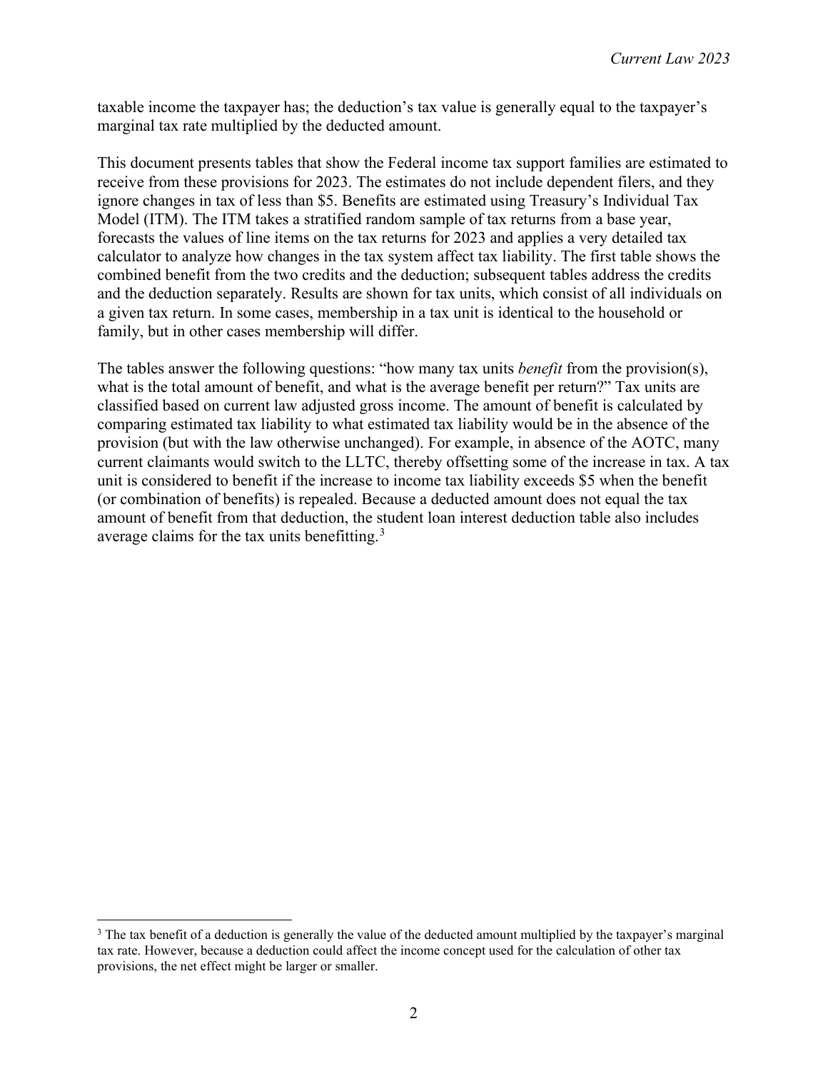taxable income the taxpayer has; the deduction's tax value is generally equal to the taxpayer's marginal tax rate multiplied by the deducted amount.

This document presents tables that show the Federal income tax support families are estimated to receive from these provisions for 2023. The estimates do not include dependent filers, and they ignore changes in tax of less than $5. Benefits are estimated using Treasury's Individual Tax Model (ITM). The ITM takes a stratified random sample of tax returns from a base year, forecasts the values of line items on the tax returns for 2023 and applies a very detailed tax calculator to analyze how changes in the tax system affect tax liability. The first table shows the combined benefit from the two credits and the deduction; subsequent tables address the credits and the deduction separately. Results are shown for tax units, which consist of all individuals on a given tax return. In some cases, membership in a tax unit is identical to the household or family, but in other cases membership will differ.

The tables answer the following questions: "how many tax units *benefit* from the provision(s), what is the total amount of benefit, and what is the average benefit per return?" Tax units are classified based on current law adjusted gross income. The amount of benefit is calculated by comparing estimated tax liability to what estimated tax liability would be in the absence of the provision (but with the law otherwise unchanged). For example, in absence of the AOTC, many current claimants would switch to the LLTC, thereby offsetting some of the increase in tax. A tax unit is considered to benefit if the increase to income tax liability exceeds $5 when the benefit (or combination of benefits) is repealed. Because a deducted amount does not equal the tax amount of benefit from that deduction, the student loan interest deduction table also includes average claims for the tax units benefitting.[3]

[3] The tax benefit of a deduction is generally the value of the deducted amount multiplied by the taxpayer's marginal tax rate. However, because a deduction could affect the income concept used for the calculation of other tax provisions, the net effect might be larger or smaller.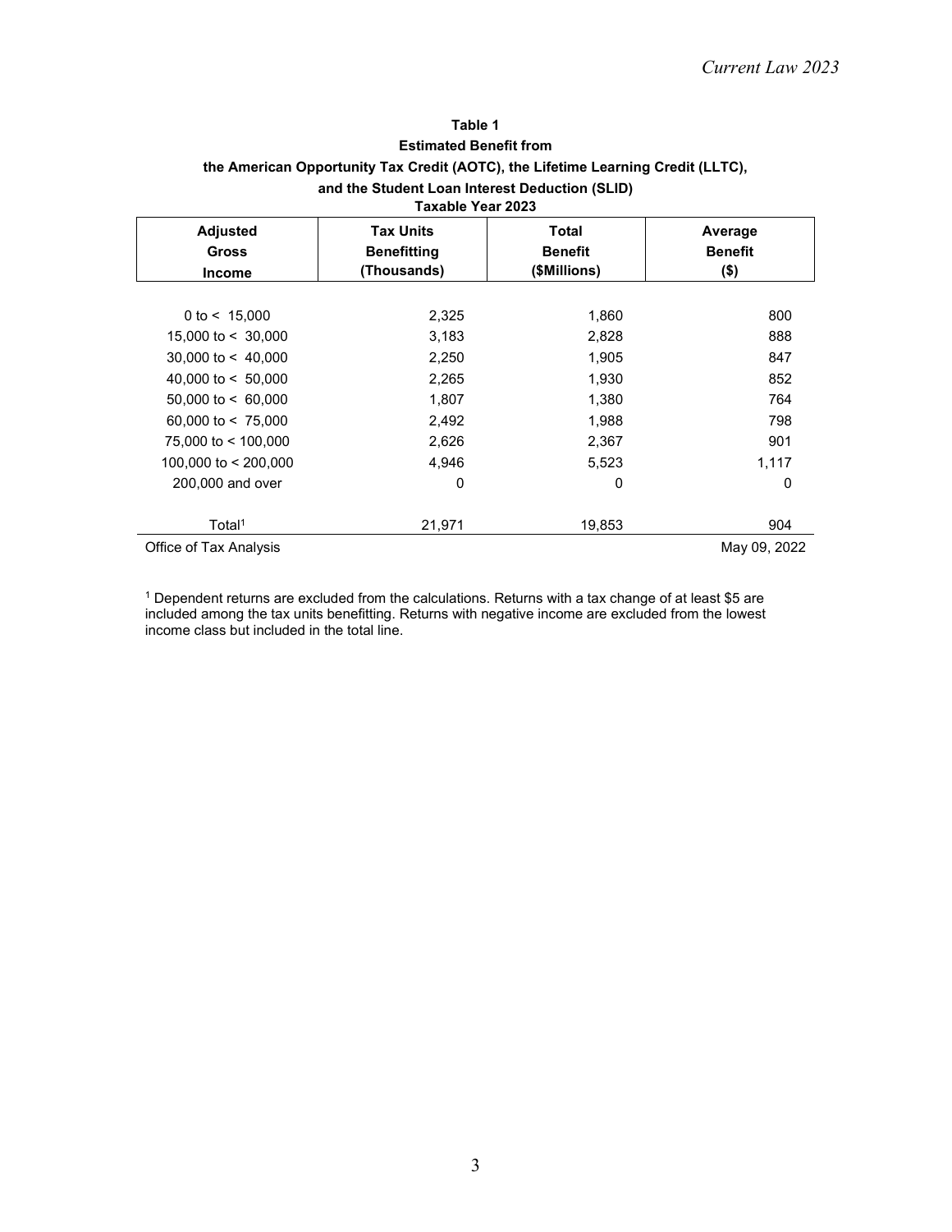**Table 1**
**Estimated Benefit from**
**the American Opportunity Tax Credit (AOTC), the Lifetime Learning Credit (LLTC),**
**and the Student Loan Interest Deduction (SLID)**
**Taxable Year 2023**

| Adjusted Gross Income | Tax Units Benefitting (Thousands) | Total Benefit ($Millions) | Average Benefit ($) |
|---|---|---|---|
| 0 to < 15,000 | 2,325 | 1,860 | 800 |
| 15,000 to < 30,000 | 3,183 | 2,828 | 888 |
| 30,000 to < 40,000 | 2,250 | 1,905 | 847 |
| 40,000 to < 50,000 | 2,265 | 1,930 | 852 |
| 50,000 to < 60,000 | 1,807 | 1,380 | 764 |
| 60,000 to < 75,000 | 2,492 | 1,988 | 798 |
| 75,000 to < 100,000 | 2,626 | 2,367 | 901 |
| 100,000 to < 200,000 | 4,946 | 5,523 | 1,117 |
| 200,000 and over | 0 | 0 | 0 |
| Total[1] | 21,971 | 19,853 | 904 |

Office of Tax Analysis May 09, 2022

[1] Dependent returns are excluded from the calculations. Returns with a tax change of at least $5 are included among the tax units benefitting. Returns with negative income are excluded from the lowest income class but included in the total line.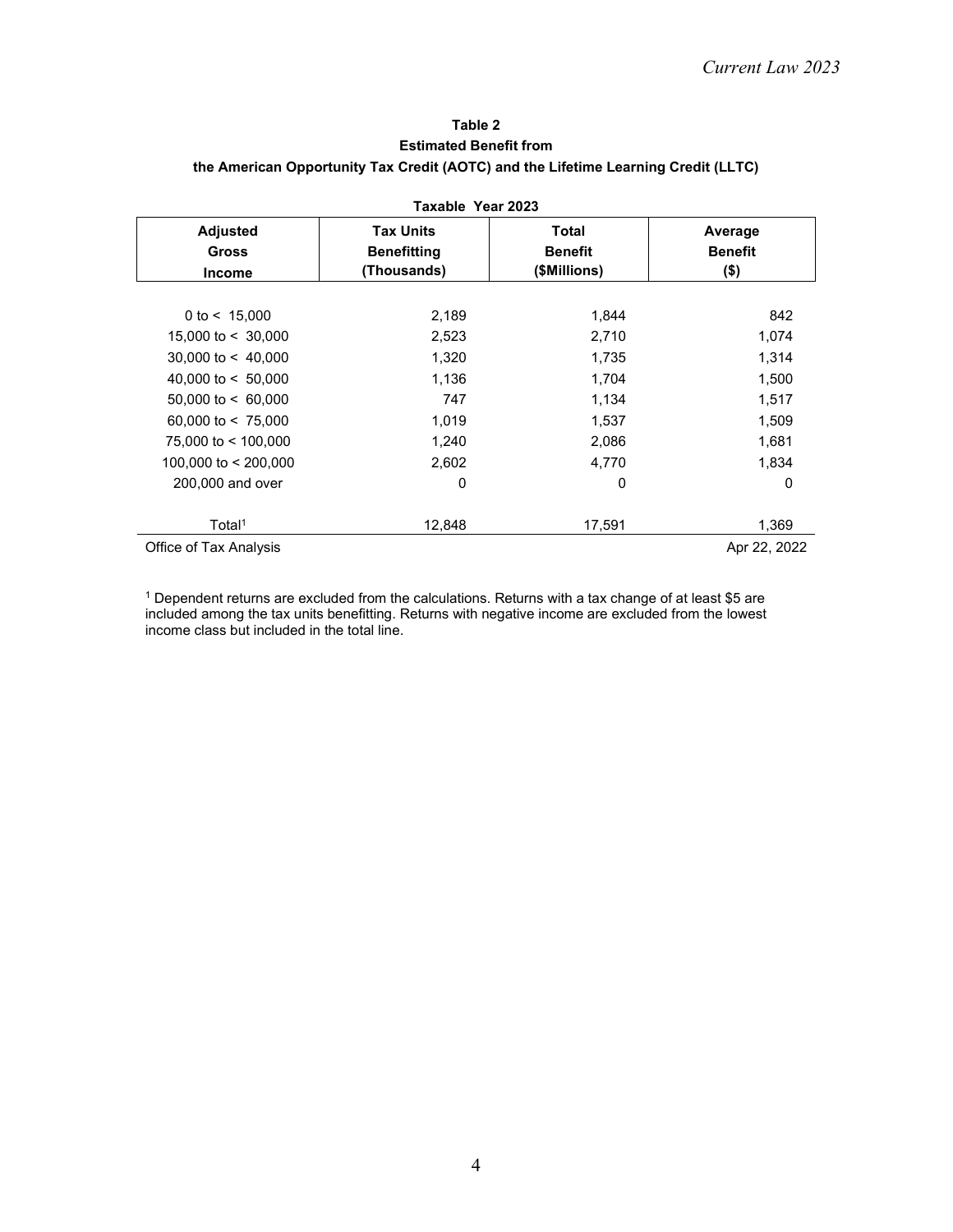### Table 2

### Estimated Benefit from

### the American Opportunity Tax Credit (AOTC) and the Lifetime Learning Credit (LLTC)

**Taxable Year 2023**

| Adjusted Gross Income | Tax Units Benefitting (Thousands) | Total Benefit ($Millions) | Average Benefit ($) |
|---|---|---|---|
| 0 to < 15,000 | 2,189 | 1,844 | 842 |
| 15,000 to < 30,000 | 2,523 | 2,710 | 1,074 |
| 30,000 to < 40,000 | 1,320 | 1,735 | 1,314 |
| 40,000 to < 50,000 | 1,136 | 1,704 | 1,500 |
| 50,000 to < 60,000 | 747 | 1,134 | 1,517 |
| 60,000 to < 75,000 | 1,019 | 1,537 | 1,509 |
| 75,000 to < 100,000 | 1,240 | 2,086 | 1,681 |
| 100,000 to < 200,000 | 2,602 | 4,770 | 1,834 |
| 200,000 and over | 0 | 0 | 0 |
| Total[1] | 12,848 | 17,591 | 1,369 |

Office of Tax Analysis — Apr 22, 2022

[1] Dependent returns are excluded from the calculations. Returns with a tax change of at least $5 are included among the tax units benefitting. Returns with negative income are excluded from the lowest income class but included in the total line.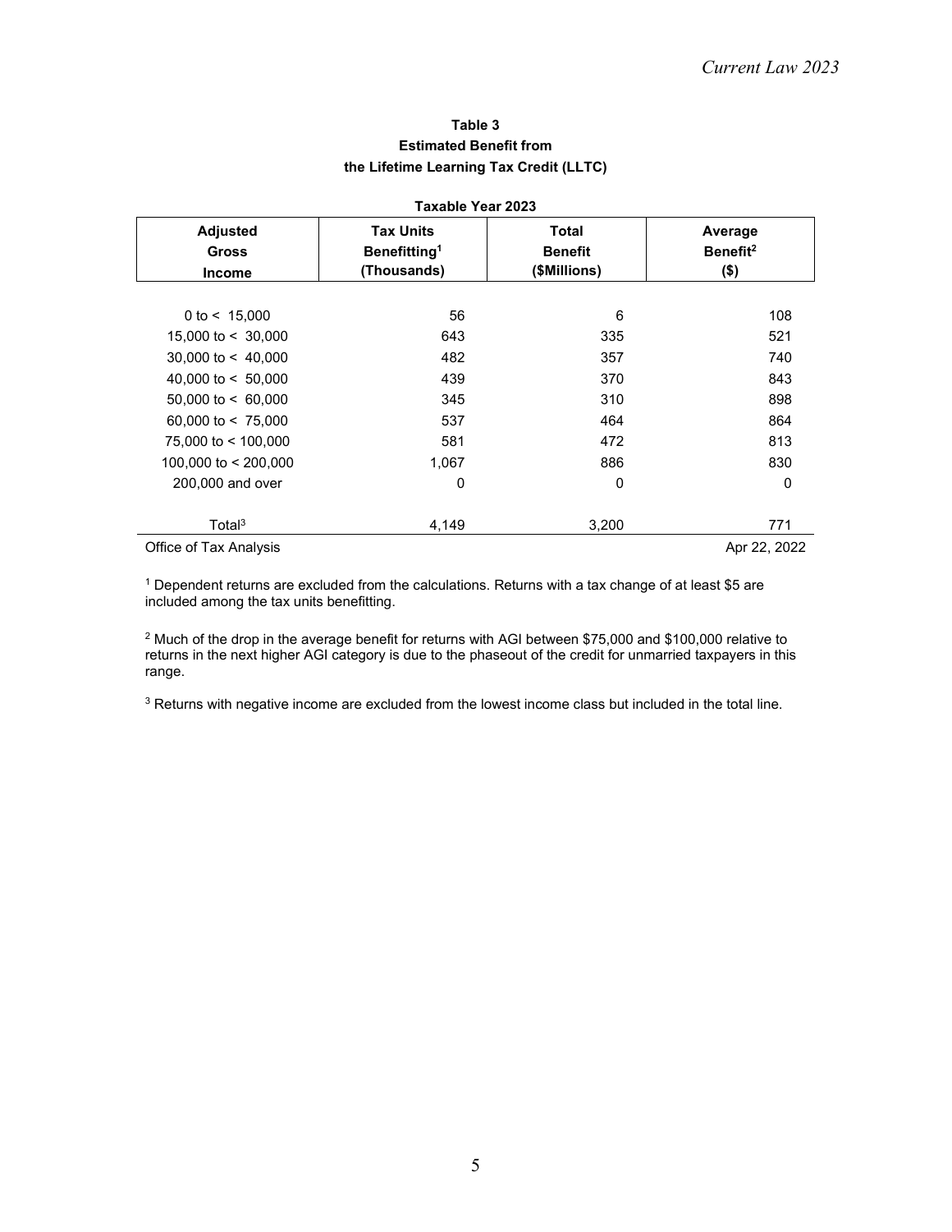**Table 3**
**Estimated Benefit from**
**the Lifetime Learning Tax Credit (LLTC)**

**Taxable Year 2023**

| Adjusted Gross Income | Tax Units Benefitting[1] (Thousands) | Total Benefit ($Millions) | Average Benefit[2] ($) |
|---|---|---|---|
| 0 to < 15,000 | 56 | 6 | 108 |
| 15,000 to < 30,000 | 643 | 335 | 521 |
| 30,000 to < 40,000 | 482 | 357 | 740 |
| 40,000 to < 50,000 | 439 | 370 | 843 |
| 50,000 to < 60,000 | 345 | 310 | 898 |
| 60,000 to < 75,000 | 537 | 464 | 864 |
| 75,000 to < 100,000 | 581 | 472 | 813 |
| 100,000 to < 200,000 | 1,067 | 886 | 830 |
| 200,000 and over | 0 | 0 | 0 |
| Total[3] | 4,149 | 3,200 | 771 |

Office of Tax Analysis — Apr 22, 2022

[1] Dependent returns are excluded from the calculations. Returns with a tax change of at least $5 are included among the tax units benefitting.

[2] Much of the drop in the average benefit for returns with AGI between $75,000 and $100,000 relative to returns in the next higher AGI category is due to the phaseout of the credit for unmarried taxpayers in this range.

[3] Returns with negative income are excluded from the lowest income class but included in the total line.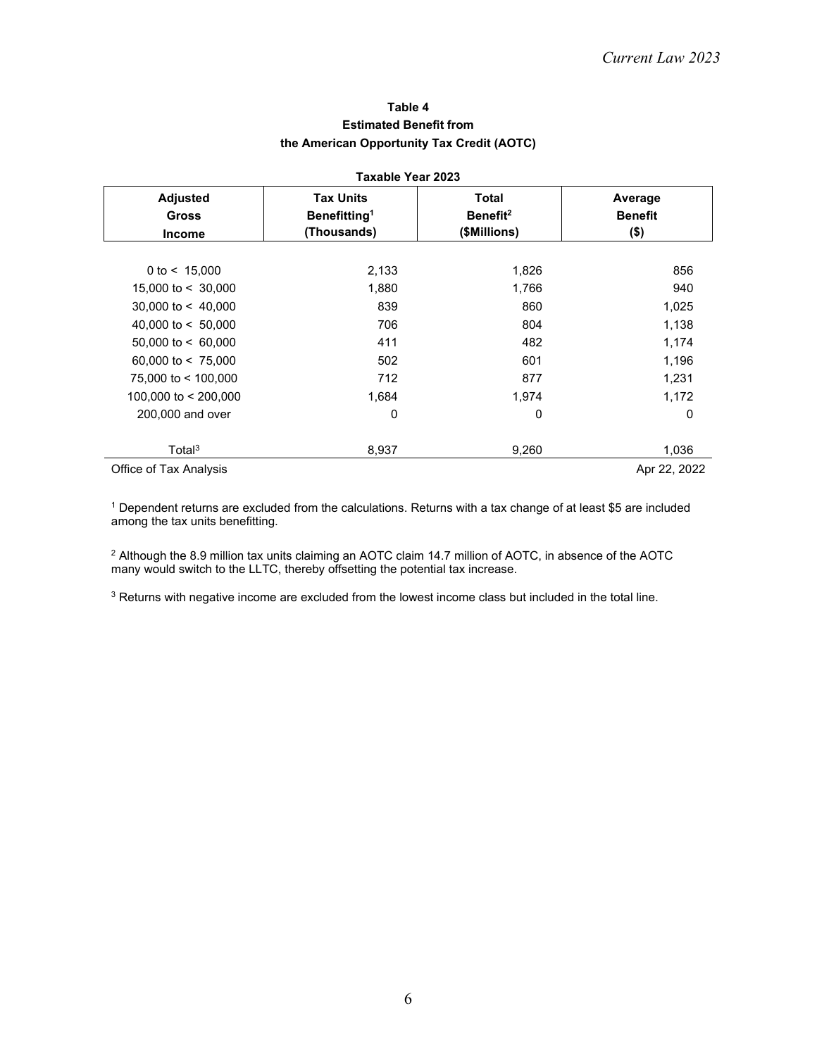**Table 4**
**Estimated Benefit from**
**the American Opportunity Tax Credit (AOTC)**

**Taxable Year 2023**

| Adjusted Gross Income | Tax Units Benefitting[1] (Thousands) | Total Benefit[2] ($Millions) | Average Benefit ($) |
|---|---|---|---|
| 0 to < 15,000 | 2,133 | 1,826 | 856 |
| 15,000 to < 30,000 | 1,880 | 1,766 | 940 |
| 30,000 to < 40,000 | 839 | 860 | 1,025 |
| 40,000 to < 50,000 | 706 | 804 | 1,138 |
| 50,000 to < 60,000 | 411 | 482 | 1,174 |
| 60,000 to < 75,000 | 502 | 601 | 1,196 |
| 75,000 to < 100,000 | 712 | 877 | 1,231 |
| 100,000 to < 200,000 | 1,684 | 1,974 | 1,172 |
| 200,000 and over | 0 | 0 | 0 |
| Total[3] | 8,937 | 9,260 | 1,036 |

Office of Tax Analysis — Apr 22, 2022

[1] Dependent returns are excluded from the calculations. Returns with a tax change of at least $5 are included among the tax units benefitting.

[2] Although the 8.9 million tax units claiming an AOTC claim 14.7 million of AOTC, in absence of the AOTC many would switch to the LLTC, thereby offsetting the potential tax increase.

[3] Returns with negative income are excluded from the lowest income class but included in the total line.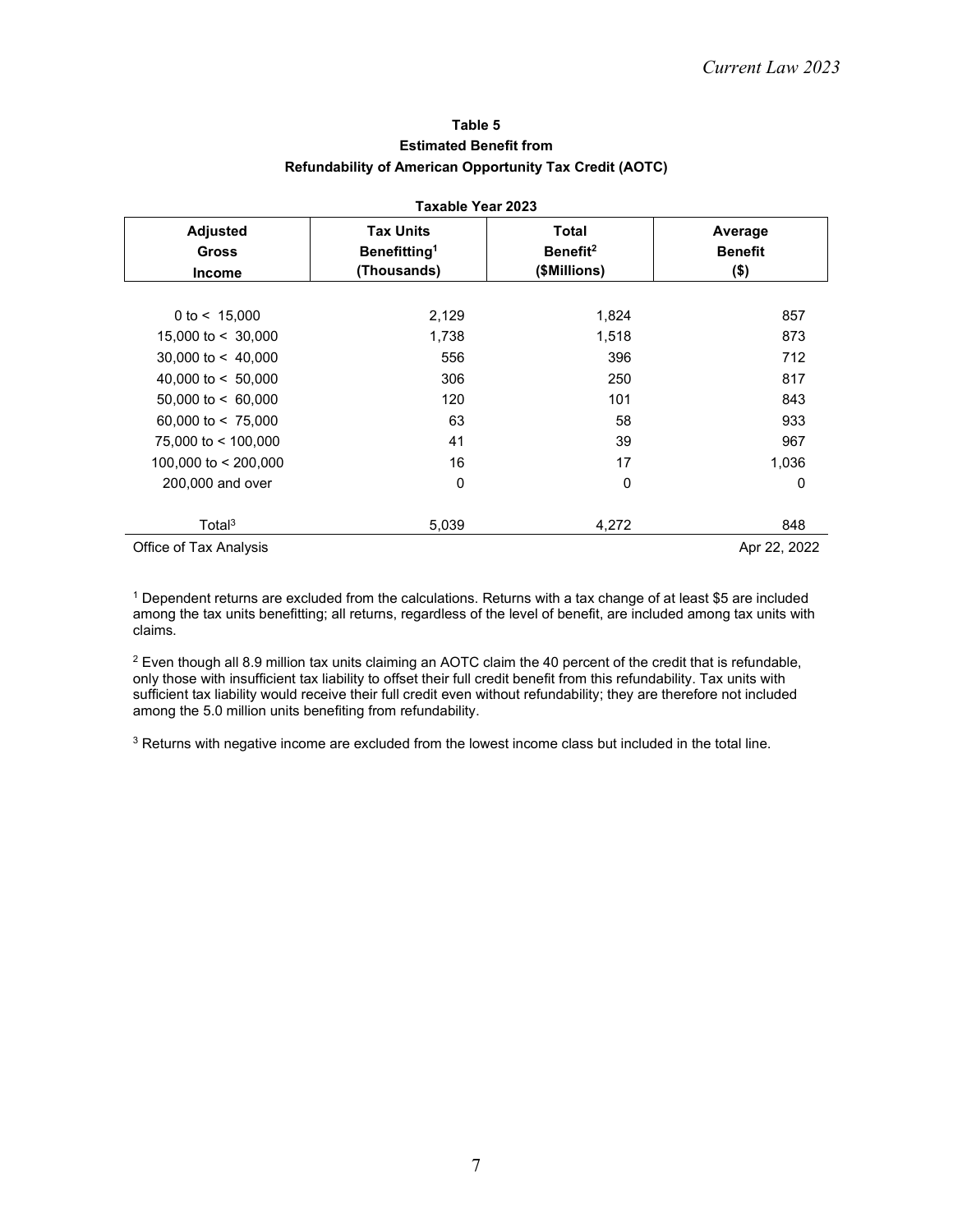**Table 5**
**Estimated Benefit from**
**Refundability of American Opportunity Tax Credit (AOTC)**

**Taxable Year 2023**

| Adjusted Gross Income | Tax Units Benefitting[1] (Thousands) | Total Benefit[2] ($Millions) | Average Benefit ($) |
|---|---|---|---|
| 0 to < 15,000 | 2,129 | 1,824 | 857 |
| 15,000 to < 30,000 | 1,738 | 1,518 | 873 |
| 30,000 to < 40,000 | 556 | 396 | 712 |
| 40,000 to < 50,000 | 306 | 250 | 817 |
| 50,000 to < 60,000 | 120 | 101 | 843 |
| 60,000 to < 75,000 | 63 | 58 | 933 |
| 75,000 to < 100,000 | 41 | 39 | 967 |
| 100,000 to < 200,000 | 16 | 17 | 1,036 |
| 200,000 and over | 0 | 0 | 0 |
| Total[3] | 5,039 | 4,272 | 848 |

Office of Tax Analysis Apr 22, 2022

[1] Dependent returns are excluded from the calculations. Returns with a tax change of at least $5 are included among the tax units benefitting; all returns, regardless of the level of benefit, are included among tax units with claims.

[2] Even though all 8.9 million tax units claiming an AOTC claim the 40 percent of the credit that is refundable, only those with insufficient tax liability to offset their full credit benefit from this refundability. Tax units with sufficient tax liability would receive their full credit even without refundability; they are therefore not included among the 5.0 million units benefiting from refundability.

[3] Returns with negative income are excluded from the lowest income class but included in the total line.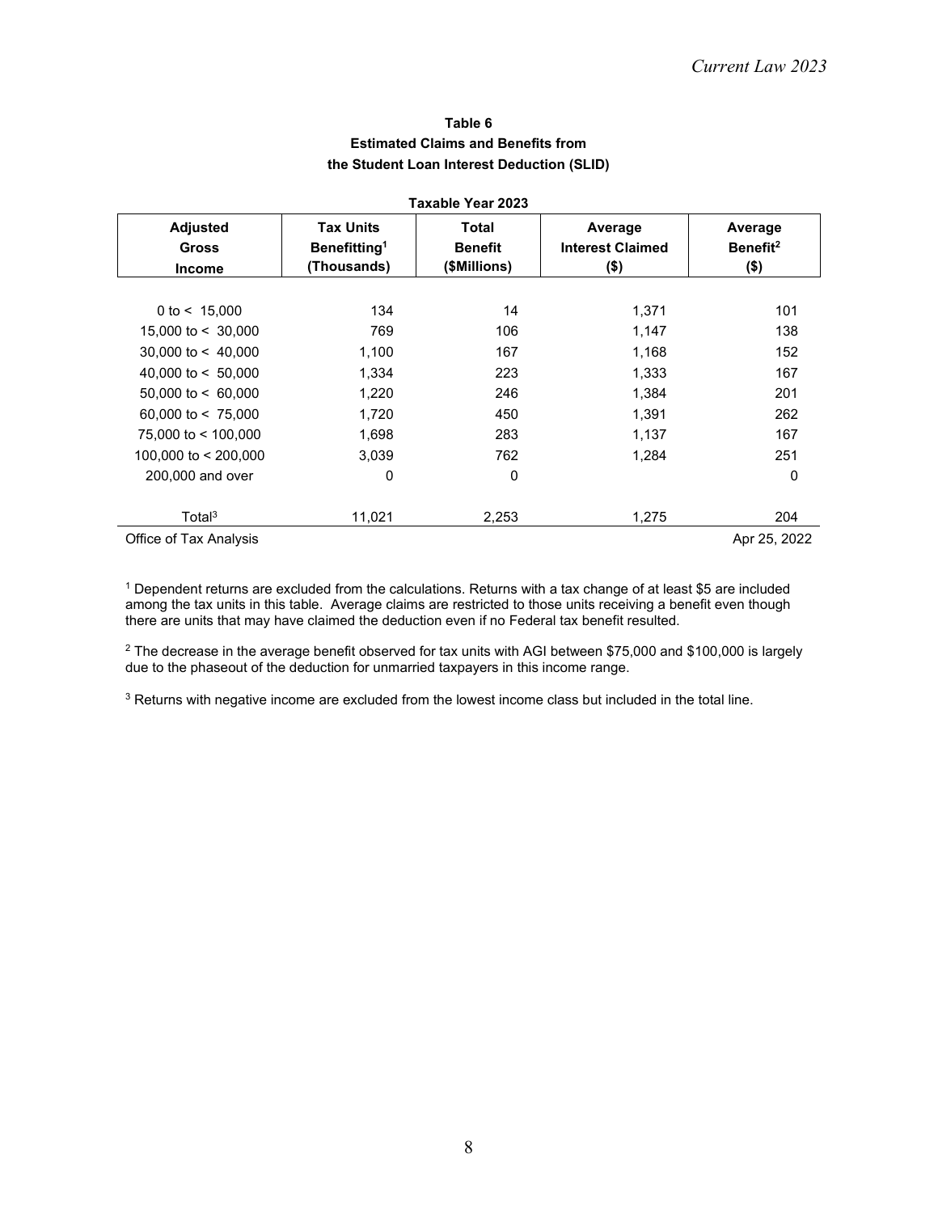**Table 6**
**Estimated Claims and Benefits from**
**the Student Loan Interest Deduction (SLID)**

**Taxable Year 2023**

| Adjusted Gross Income | Tax Units Benefitting[1] (Thousands) | Total Benefit ($Millions) | Average Interest Claimed ($) | Average Benefit[2] ($) |
|---|---|---|---|---|
| 0 to < 15,000 | 134 | 14 | 1,371 | 101 |
| 15,000 to < 30,000 | 769 | 106 | 1,147 | 138 |
| 30,000 to < 40,000 | 1,100 | 167 | 1,168 | 152 |
| 40,000 to < 50,000 | 1,334 | 223 | 1,333 | 167 |
| 50,000 to < 60,000 | 1,220 | 246 | 1,384 | 201 |
| 60,000 to < 75,000 | 1,720 | 450 | 1,391 | 262 |
| 75,000 to < 100,000 | 1,698 | 283 | 1,137 | 167 |
| 100,000 to < 200,000 | 3,039 | 762 | 1,284 | 251 |
| 200,000 and over | 0 | 0 | | 0 |
| Total[3] | 11,021 | 2,253 | 1,275 | 204 |

Office of Tax Analysis — Apr 25, 2022

[1] Dependent returns are excluded from the calculations. Returns with a tax change of at least $5 are included among the tax units in this table. Average claims are restricted to those units receiving a benefit even though there are units that may have claimed the deduction even if no Federal tax benefit resulted.

[2] The decrease in the average benefit observed for tax units with AGI between $75,000 and $100,000 is largely due to the phaseout of the deduction for unmarried taxpayers in this income range.

[3] Returns with negative income are excluded from the lowest income class but included in the total line.